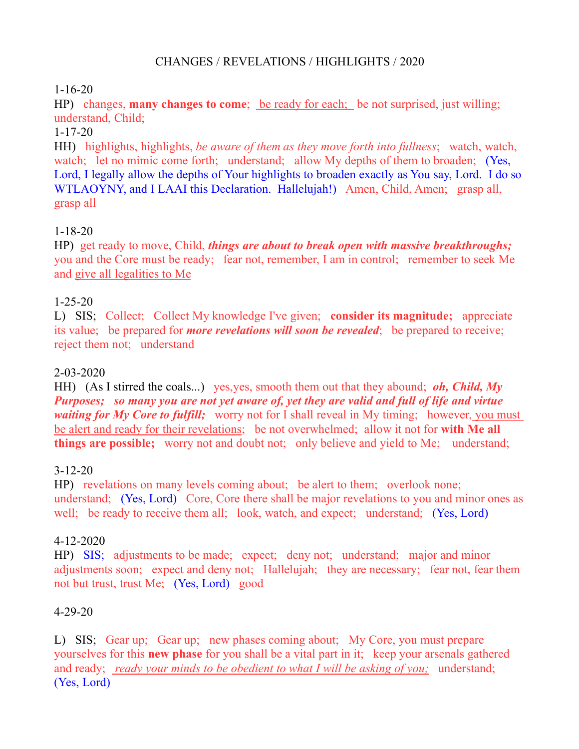# CHANGES / REVELATIONS / HIGHLIGHTS / 2020

1-16-20

HP) changes, **many changes to come**; be ready for each; be not surprised, just willing; understand, Child;

1-17-20

HH) highlights, highlights, *be aware of them as they move forth into fullness*; watch, watch, watch; let no mimic come forth; understand; allow My depths of them to broaden; (Yes, Lord, I legally allow the depths of Your highlights to broaden exactly as You say, Lord. I do so WTLAOYNY, and I LAAI this Declaration. Hallelujah!) Amen, Child, Amen; grasp all, grasp all

1-18-20

HP) get ready to move, Child, ***things are about to break open with massive breakthroughs;*** you and the Core must be ready; fear not, remember, I am in control; remember to seek Me and give all legalities to Me

1-25-20

L) SIS; Collect; Collect My knowledge I've given; **consider its magnitude;** appreciate its value; be prepared for ***more revelations will soon be revealed***; be prepared to receive; reject them not; understand

2-03-2020

HH) (As I stirred the coals...) yes,yes, smooth them out that they abound; ***oh, Child, My Purposes; so many you are not yet aware of, yet they are valid and full of life and virtue waiting for My Core to fulfill;*** worry not for I shall reveal in My timing; however, you must be alert and ready for their revelations; be not overwhelmed; allow it not for **with Me all things are possible;** worry not and doubt not; only believe and yield to Me; understand;

3-12-20

HP) revelations on many levels coming about; be alert to them; overlook none; understand; (Yes, Lord) Core, Core there shall be major revelations to you and minor ones as well; be ready to receive them all; look, watch, and expect; understand; (Yes, Lord)

4-12-2020

HP) SIS; adjustments to be made; expect; deny not; understand; major and minor adjustments soon; expect and deny not; Hallelujah; they are necessary; fear not, fear them not but trust, trust Me; (Yes, Lord) good

4-29-20

L) SIS; Gear up; Gear up; new phases coming about; My Core, you must prepare yourselves for this **new phase** for you shall be a vital part in it; keep your arsenals gathered and ready; *ready your minds to be obedient to what I will be asking of you;* understand; (Yes, Lord)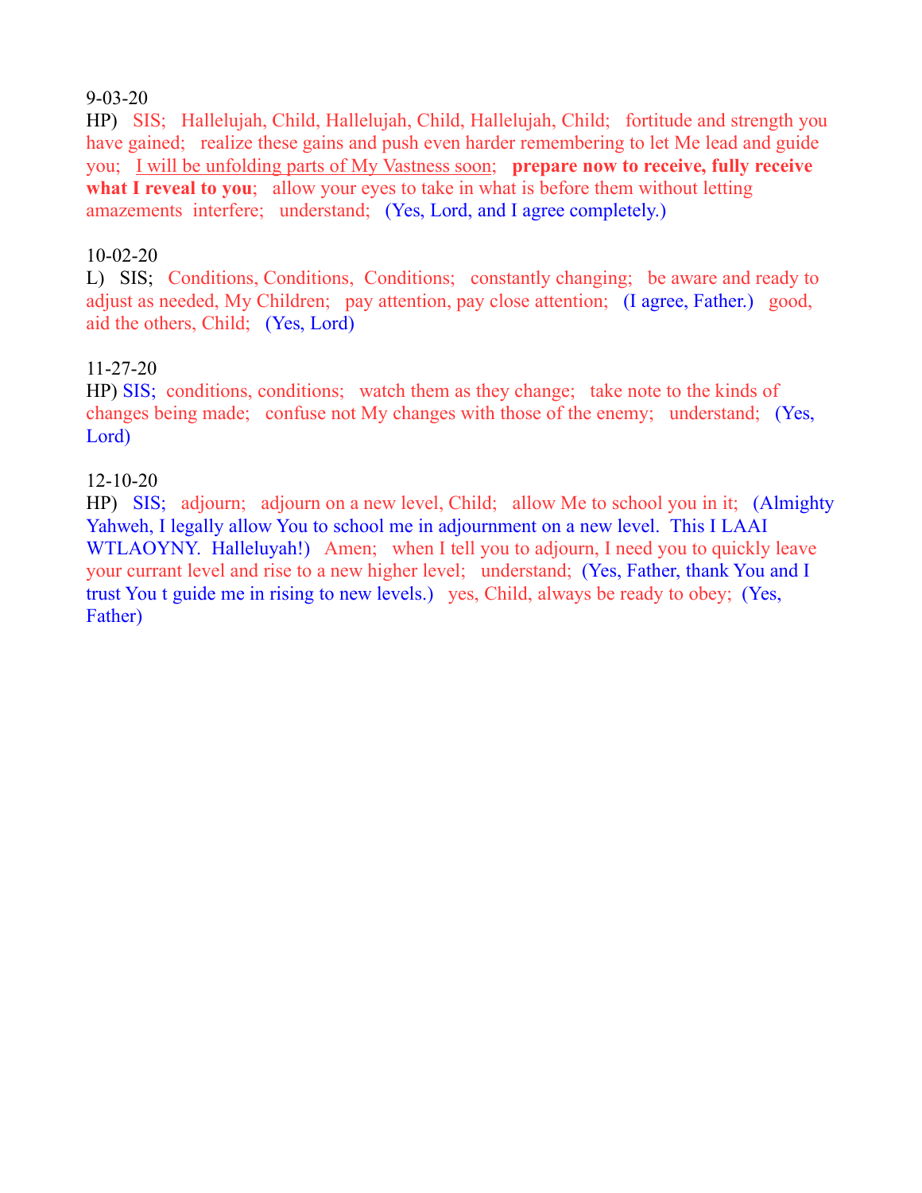9-03-20

HP) SIS; Hallelujah, Child, Hallelujah, Child, Hallelujah, Child; fortitude and strength you have gained; realize these gains and push even harder remembering to let Me lead and guide you; I will be unfolding parts of My Vastness soon; **prepare now to receive, fully receive what I reveal to you**; allow your eyes to take in what is before them without letting amazements interfere; understand; (Yes, Lord, and I agree completely.)

10-02-20

L) SIS; Conditions, Conditions, Conditions; constantly changing; be aware and ready to adjust as needed, My Children; pay attention, pay close attention; (I agree, Father.) good, aid the others, Child; (Yes, Lord)

11-27-20

HP) SIS; conditions, conditions; watch them as they change; take note to the kinds of changes being made; confuse not My changes with those of the enemy; understand; (Yes, Lord)

12-10-20

HP) SIS; adjourn; adjourn on a new level, Child; allow Me to school you in it; (Almighty Yahweh, I legally allow You to school me in adjournment on a new level. This I LAAI WTLAOYNY. Halleluyah!) Amen; when I tell you to adjourn, I need you to quickly leave your currant level and rise to a new higher level; understand; (Yes, Father, thank You and I trust You t guide me in rising to new levels.) yes, Child, always be ready to obey; (Yes, Father)